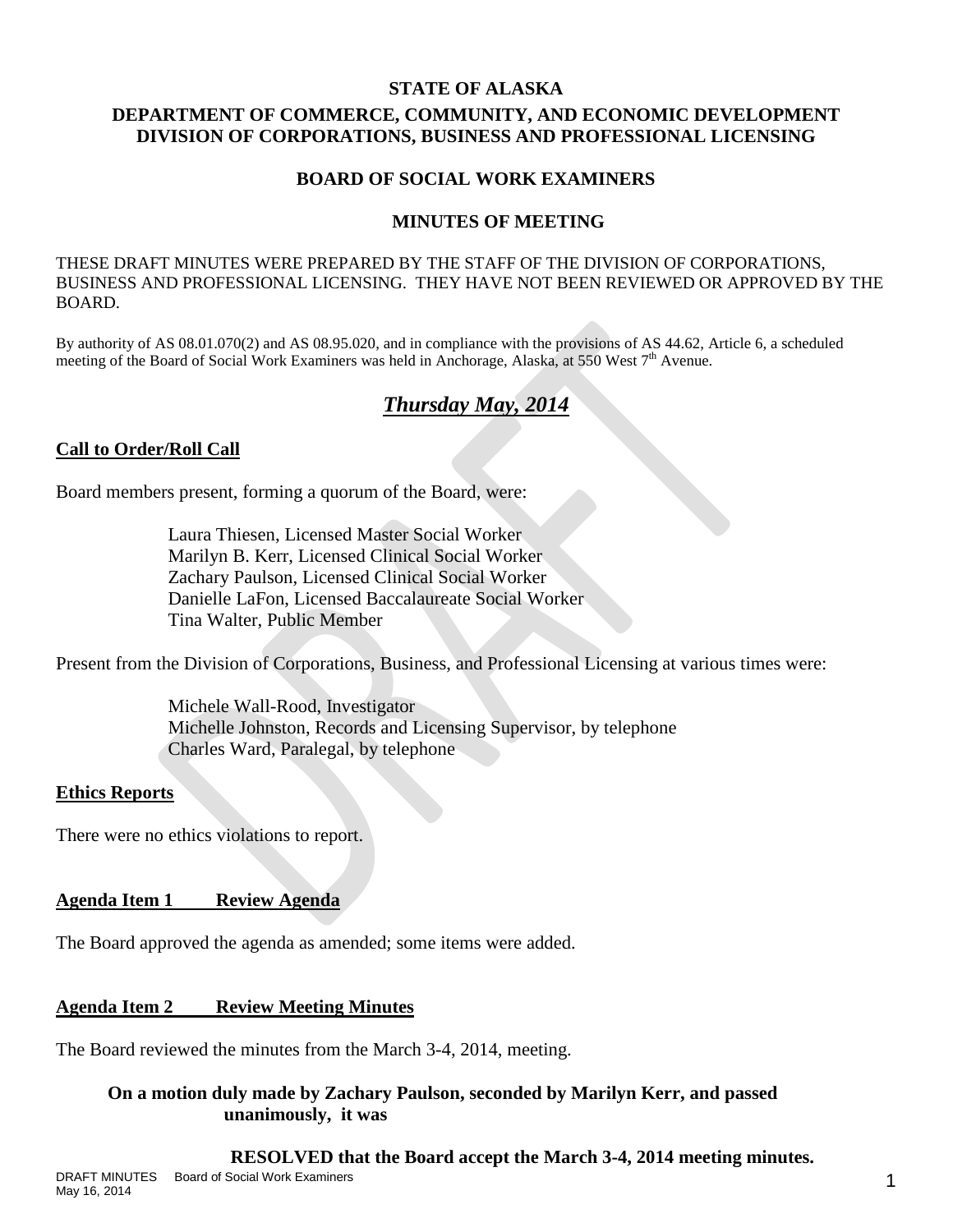# STATE OF ALASKA

## DEPARTMENT OF COMMERCE, COMMUNITY, AND ECONOMIC DEVELOPMENT
## DIVISION OF CORPORATIONS, BUSINESS AND PROFESSIONAL LICENSING

## BOARD OF SOCIAL WORK EXAMINERS

## MINUTES OF MEETING

THESE DRAFT MINUTES WERE PREPARED BY THE STAFF OF THE DIVISION OF CORPORATIONS, BUSINESS AND PROFESSIONAL LICENSING. THEY HAVE NOT BEEN REVIEWED OR APPROVED BY THE BOARD.

By authority of AS 08.01.070(2) and AS 08.95.020, and in compliance with the provisions of AS 44.62, Article 6, a scheduled meeting of the Board of Social Work Examiners was held in Anchorage, Alaska, at 550 West 7th Avenue.

## ***Thursday May, 2014***

### Call to Order/Roll Call

Board members present, forming a quorum of the Board, were:

Laura Thiesen, Licensed Master Social Worker
Marilyn B. Kerr, Licensed Clinical Social Worker
Zachary Paulson, Licensed Clinical Social Worker
Danielle LaFon, Licensed Baccalaureate Social Worker
Tina Walter, Public Member

Present from the Division of Corporations, Business, and Professional Licensing at various times were:

Michele Wall-Rood, Investigator
Michelle Johnston, Records and Licensing Supervisor, by telephone
Charles Ward, Paralegal, by telephone

### Ethics Reports

There were no ethics violations to report.

### Agenda Item 1 Review Agenda

The Board approved the agenda as amended; some items were added.

### Agenda Item 2 Review Meeting Minutes

The Board reviewed the minutes from the March 3-4, 2014, meeting.

**On a motion duly made by Zachary Paulson, seconded by Marilyn Kerr, and passed unanimously, it was**

**RESOLVED that the Board accept the March 3-4, 2014 meeting minutes.**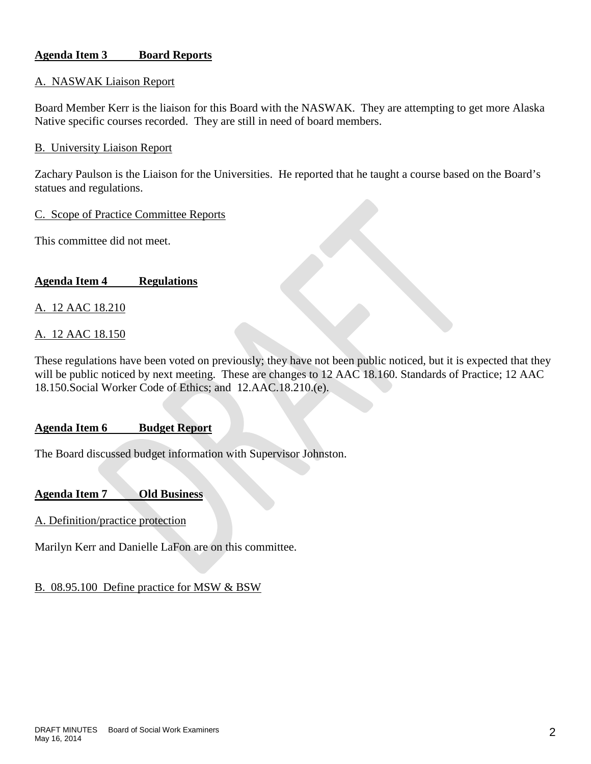**Agenda Item 3 Board Reports**

A. NASWAK Liaison Report

Board Member Kerr is the liaison for this Board with the NASWAK. They are attempting to get more Alaska Native specific courses recorded. They are still in need of board members.

B. University Liaison Report

Zachary Paulson is the Liaison for the Universities. He reported that he taught a course based on the Board's statues and regulations.

C. Scope of Practice Committee Reports

This committee did not meet.

**Agenda Item 4 Regulations**

A. 12 AAC 18.210

A. 12 AAC 18.150

These regulations have been voted on previously; they have not been public noticed, but it is expected that they will be public noticed by next meeting. These are changes to 12 AAC 18.160. Standards of Practice; 12 AAC 18.150.Social Worker Code of Ethics; and 12.AAC.18.210.(e).

**Agenda Item 6 Budget Report**

The Board discussed budget information with Supervisor Johnston.

**Agenda Item 7 Old Business**

A. Definition/practice protection

Marilyn Kerr and Danielle LaFon are on this committee.

B. 08.95.100 Define practice for MSW & BSW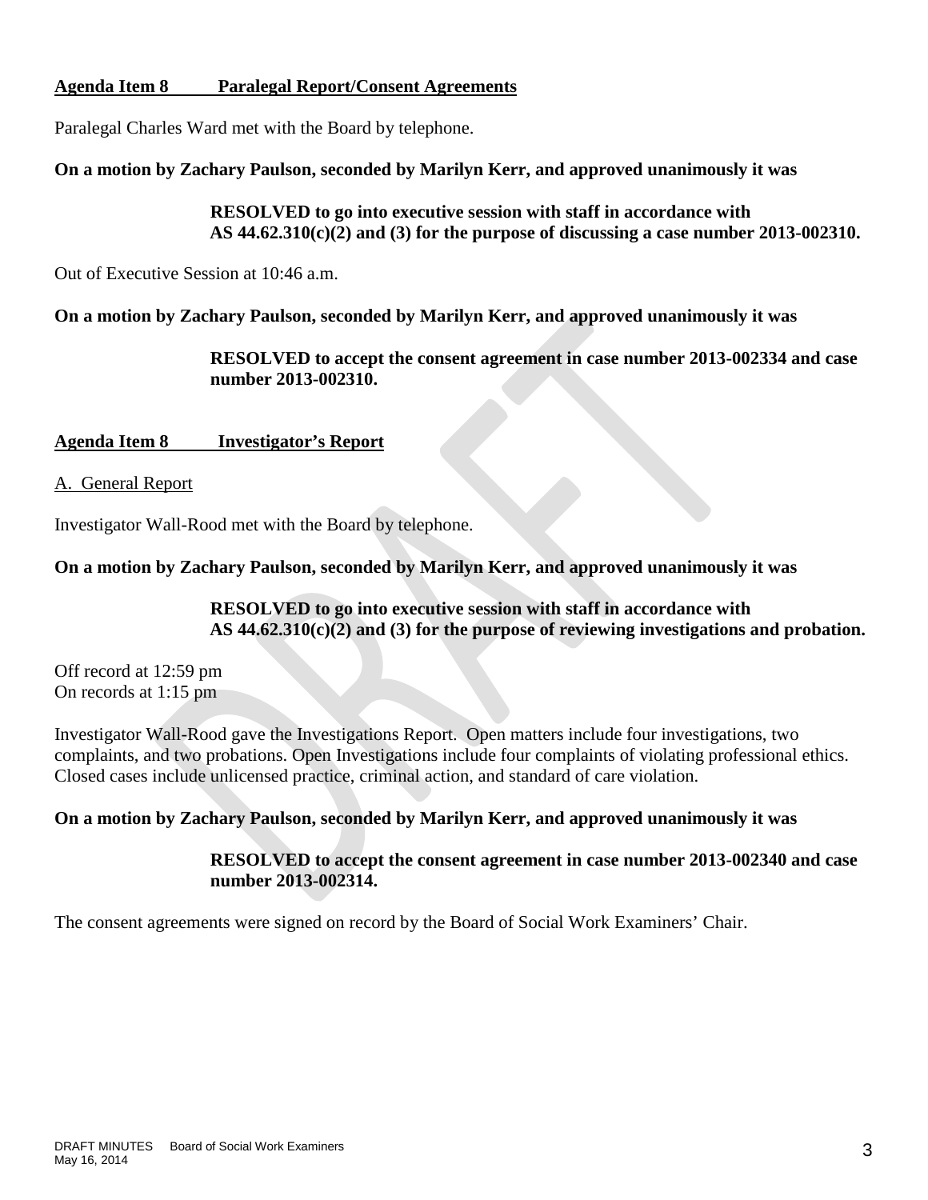**Agenda Item 8 Paralegal Report/Consent Agreements**

Paralegal Charles Ward met with the Board by telephone.

**On a motion by Zachary Paulson, seconded by Marilyn Kerr, and approved unanimously it was**

> **RESOLVED to go into executive session with staff in accordance with AS 44.62.310(c)(2) and (3) for the purpose of discussing a case number 2013-002310.**

Out of Executive Session at 10:46 a.m.

**On a motion by Zachary Paulson, seconded by Marilyn Kerr, and approved unanimously it was**

> **RESOLVED to accept the consent agreement in case number 2013-002334 and case number 2013-002310.**

**Agenda Item 8 Investigator's Report**

A. General Report

Investigator Wall-Rood met with the Board by telephone.

**On a motion by Zachary Paulson, seconded by Marilyn Kerr, and approved unanimously it was**

> **RESOLVED to go into executive session with staff in accordance with AS 44.62.310(c)(2) and (3) for the purpose of reviewing investigations and probation.**

Off record at 12:59 pm
On records at 1:15 pm

Investigator Wall-Rood gave the Investigations Report. Open matters include four investigations, two complaints, and two probations. Open Investigations include four complaints of violating professional ethics. Closed cases include unlicensed practice, criminal action, and standard of care violation.

**On a motion by Zachary Paulson, seconded by Marilyn Kerr, and approved unanimously it was**

> **RESOLVED to accept the consent agreement in case number 2013-002340 and case number 2013-002314.**

The consent agreements were signed on record by the Board of Social Work Examiners' Chair.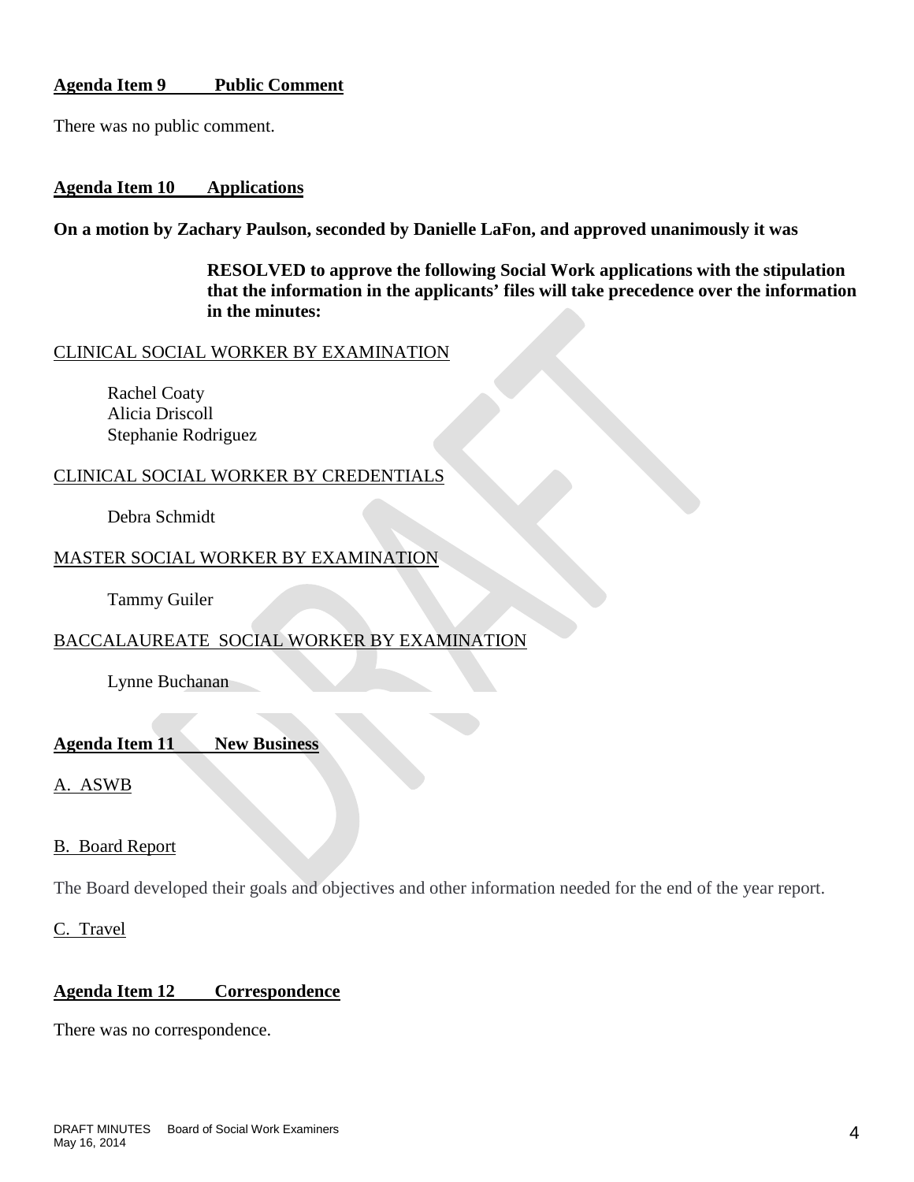**Agenda Item 9 Public Comment**

There was no public comment.

**Agenda Item 10 Applications**

**On a motion by Zachary Paulson, seconded by Danielle LaFon, and approved unanimously it was**

> **RESOLVED to approve the following Social Work applications with the stipulation that the information in the applicants' files will take precedence over the information in the minutes:**

CLINICAL SOCIAL WORKER BY EXAMINATION

Rachel Coaty
Alicia Driscoll
Stephanie Rodriguez

CLINICAL SOCIAL WORKER BY CREDENTIALS

Debra Schmidt

MASTER SOCIAL WORKER BY EXAMINATION

Tammy Guiler

BACCALAUREATE SOCIAL WORKER BY EXAMINATION

Lynne Buchanan

**Agenda Item 11 New Business**

A. ASWB

B. Board Report

The Board developed their goals and objectives and other information needed for the end of the year report.

C. Travel

**Agenda Item 12 Correspondence**

There was no correspondence.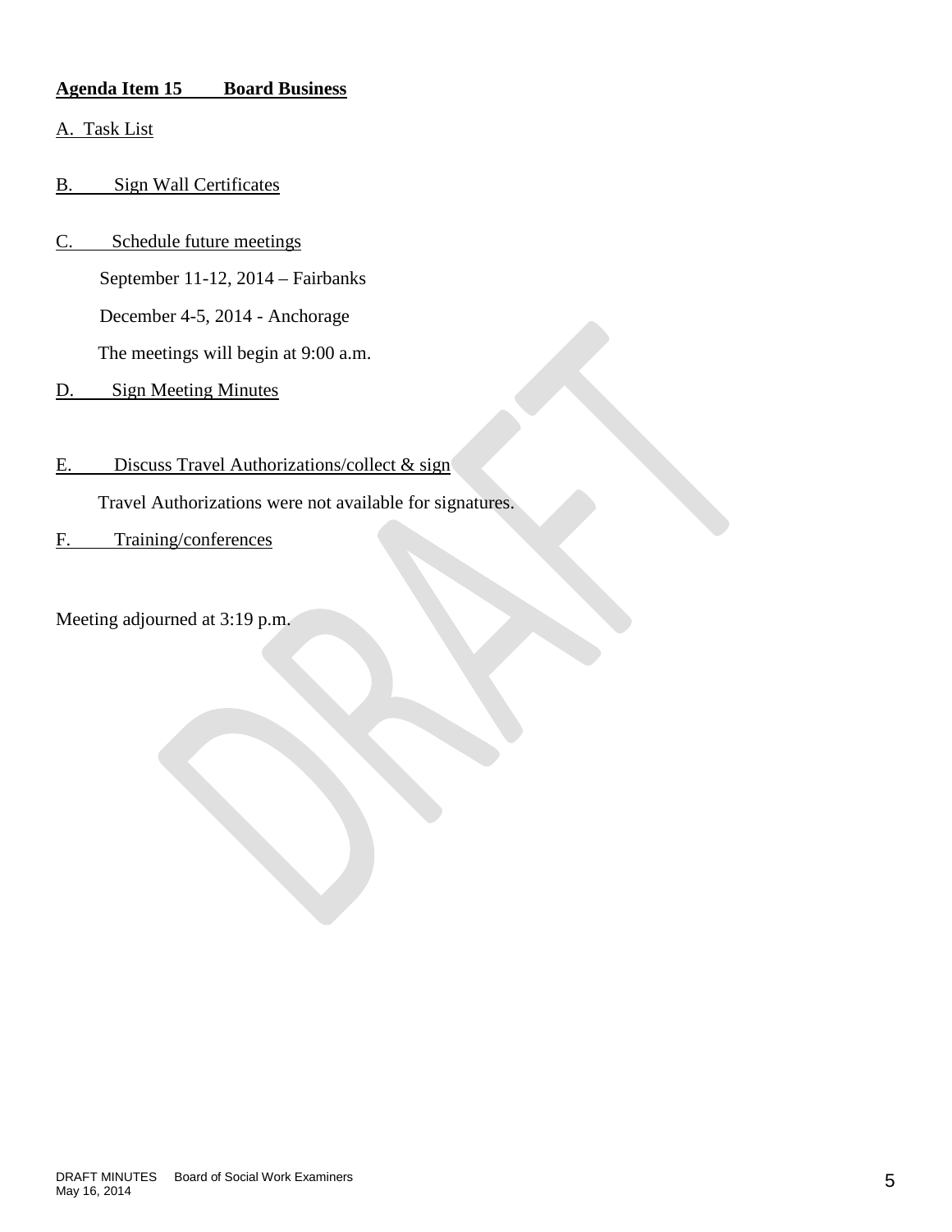**Agenda Item 15 Board Business**

A. Task List

B. Sign Wall Certificates

C. Schedule future meetings

September 11-12, 2014 – Fairbanks

December 4-5, 2014 - Anchorage

The meetings will begin at 9:00 a.m.

D. Sign Meeting Minutes

E. Discuss Travel Authorizations/collect & sign

Travel Authorizations were not available for signatures.

F. Training/conferences

Meeting adjourned at 3:19 p.m.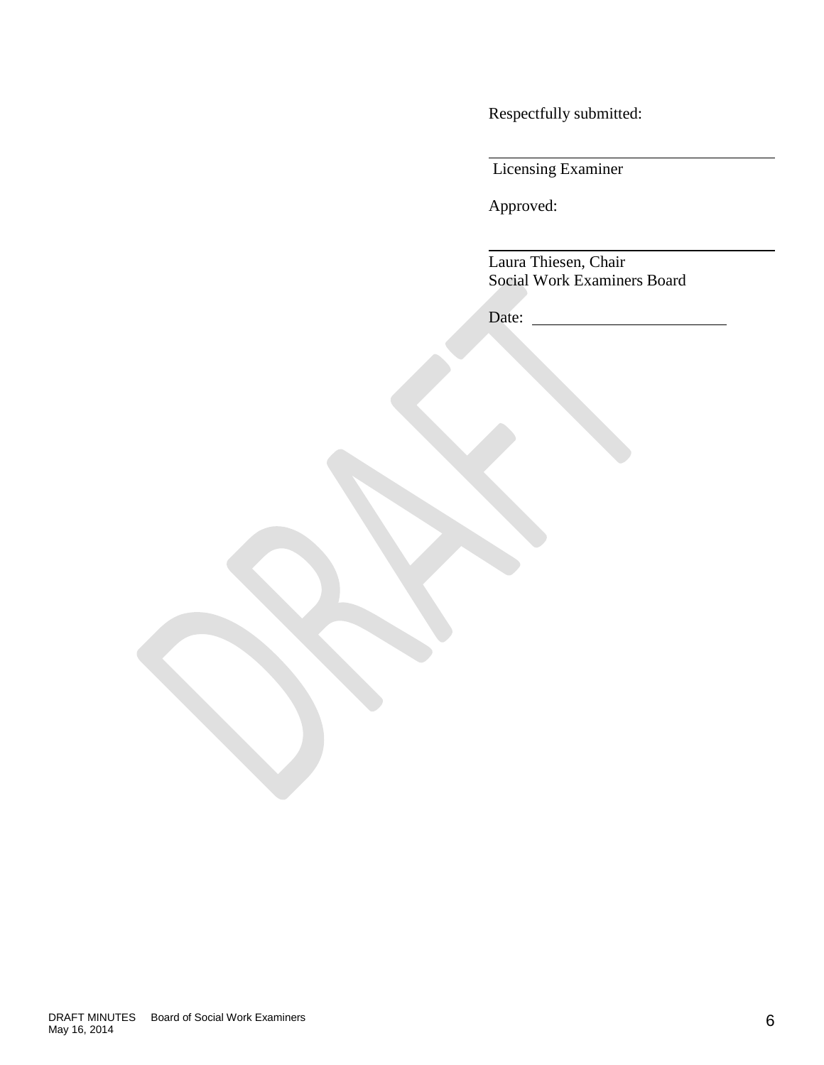Respectfully submitted:

\_\_\_\_\_\_\_\_\_\_\_\_\_\_\_\_\_\_\_\_\_\_\_\_\_\_\_\_\_\_\_\_\_\_\_\_

Licensing Examiner

Approved:

\_\_\_\_\_\_\_\_\_\_\_\_\_\_\_\_\_\_\_\_\_\_\_\_\_\_\_\_\_\_\_\_\_\_\_\_

Laura Thiesen, Chair
Social Work Examiners Board

Date: \_\_\_\_\_\_\_\_\_\_\_\_\_\_\_\_\_\_\_\_\_\_\_\_

DRAFT